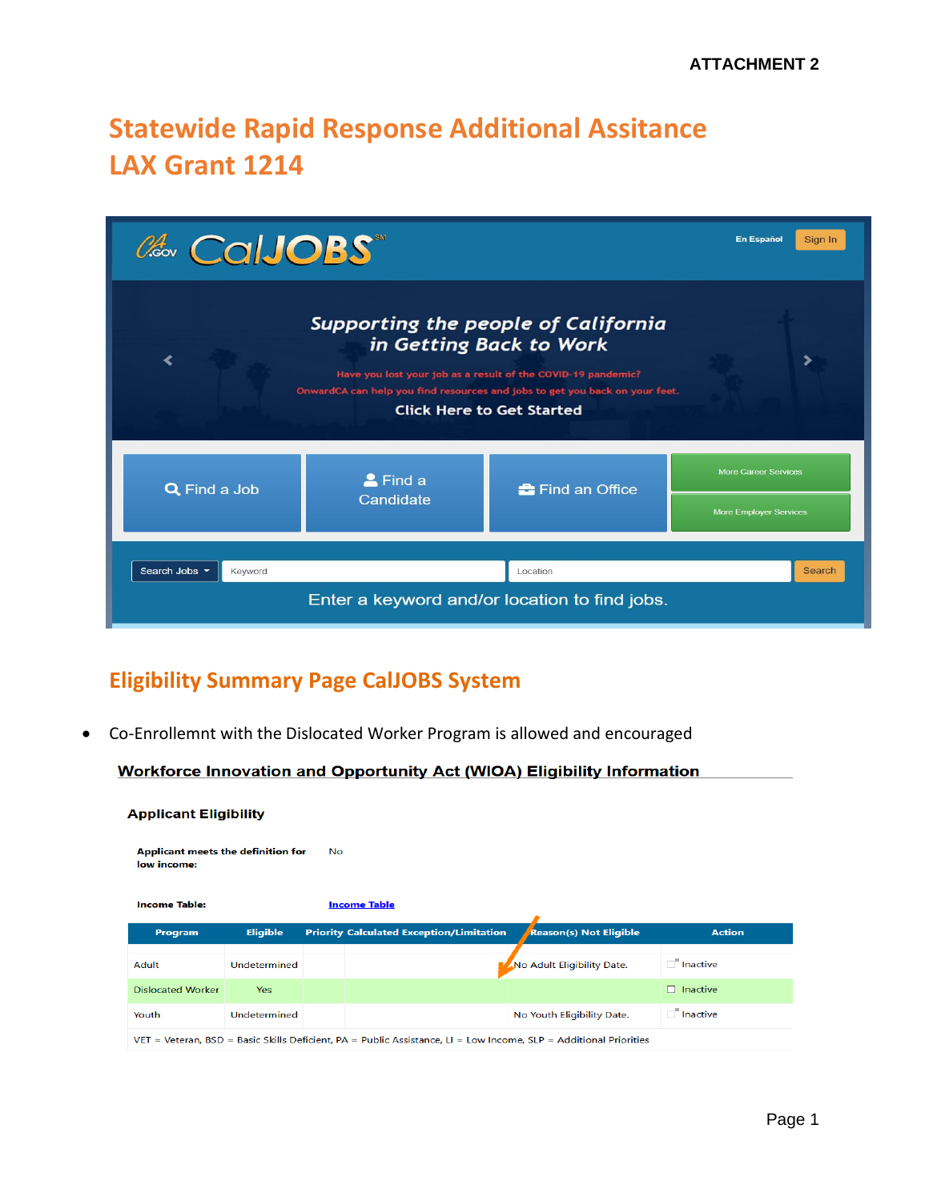ATTACHMENT 2

# Statewide Rapid Response Additional Assitance
# LAX Grant 1214

CalJOBS

En Español Sign In

Supporting the people of California in Getting Back to Work

Have you lost your job as a result of the COVID-19 pandemic?
OnwardCA can help you find resources and jobs to get you back on your feet.

Click Here to Get Started

Find a Job | Find a Candidate | Find an Office | More Career Services | More Employer Services

Search Jobs | Keyword | Location | Search

Enter a keyword and/or location to find jobs.

## Eligibility Summary Page CalJOBS System

- Co-Enrollemnt with the Dislocated Worker Program is allowed and encouraged

**Workforce Innovation and Opportunity Act (WIOA) Eligibility Information**

**Applicant Eligibility**

**Applicant meets the definition for low income:** No

**Income Table:** Income Table

| Program | Eligible | Priority | Calculated Exception/Limitation | Reason(s) Not Eligible | Action |
|---|---|---|---|---|---|
| Adult | Undetermined | | | No Adult Eligibility Date. | Inactive |
| Dislocated Worker | Yes | | | | Inactive |
| Youth | Undetermined | | | No Youth Eligibility Date. | Inactive |

VET = Veteran, BSD = Basic Skills Deficient, PA = Public Assistance, LI = Low Income, SLP = Additional Priorities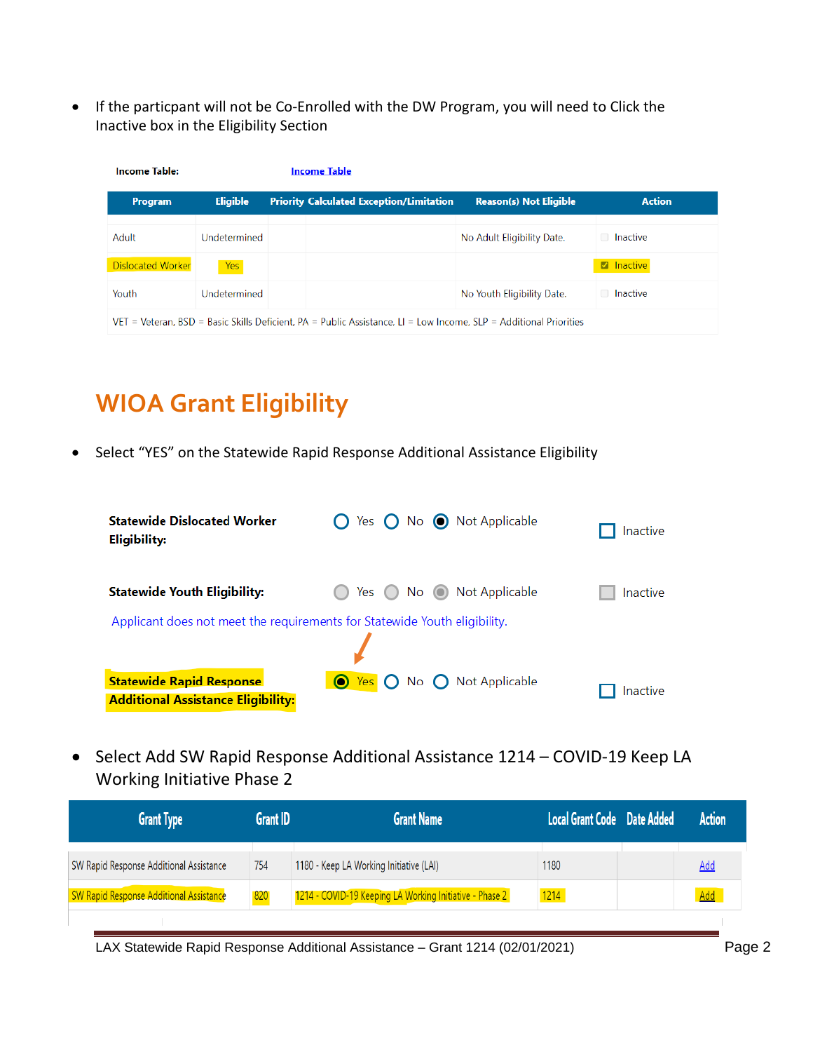- If the particpant will not be Co-Enrolled with the DW Program, you will need to Click the Inactive box in the Eligibility Section

**Income Table:** Income Table

| Program | Eligible | Priority | Calculated Exception/Limitation | Reason(s) Not Eligible | Action |
|---|---|---|---|---|---|
| Adult | Undetermined | | | No Adult Eligibility Date. | ☐ Inactive |
| Dislocated Worker | Yes | | | | ☑ Inactive |
| Youth | Undetermined | | | No Youth Eligibility Date. | ☐ Inactive |
| VET = Veteran, BSD = Basic Skills Deficient, PA = Public Assistance, LI = Low Income, SLP = Additional Priorities | | | | | |

# WIOA Grant Eligibility

- Select "YES" on the Statewide Rapid Response Additional Assistance Eligibility

**Statewide Dislocated Worker Eligibility:** ○ Yes ○ No ◉ Not Applicable ☐ Inactive

**Statewide Youth Eligibility:** ○ Yes ○ No ◉ Not Applicable ☐ Inactive

Applicant does not meet the requirements for Statewide Youth eligibility.

**Statewide Rapid Response Additional Assistance Eligibility:** ◉ Yes ○ No ○ Not Applicable ☐ Inactive

- Select Add SW Rapid Response Additional Assistance 1214 – COVID-19 Keep LA Working Initiative Phase 2

| Grant Type | Grant ID | Grant Name | Local Grant Code | Date Added | Action |
|---|---|---|---|---|---|
| SW Rapid Response Additional Assistance | 754 | 1180 - Keep LA Working Initiative (LAI) | 1180 | | Add |
| SW Rapid Response Additional Assistance | 820 | 1214 - COVID-19 Keeping LA Working Initiative - Phase 2 | 1214 | | Add |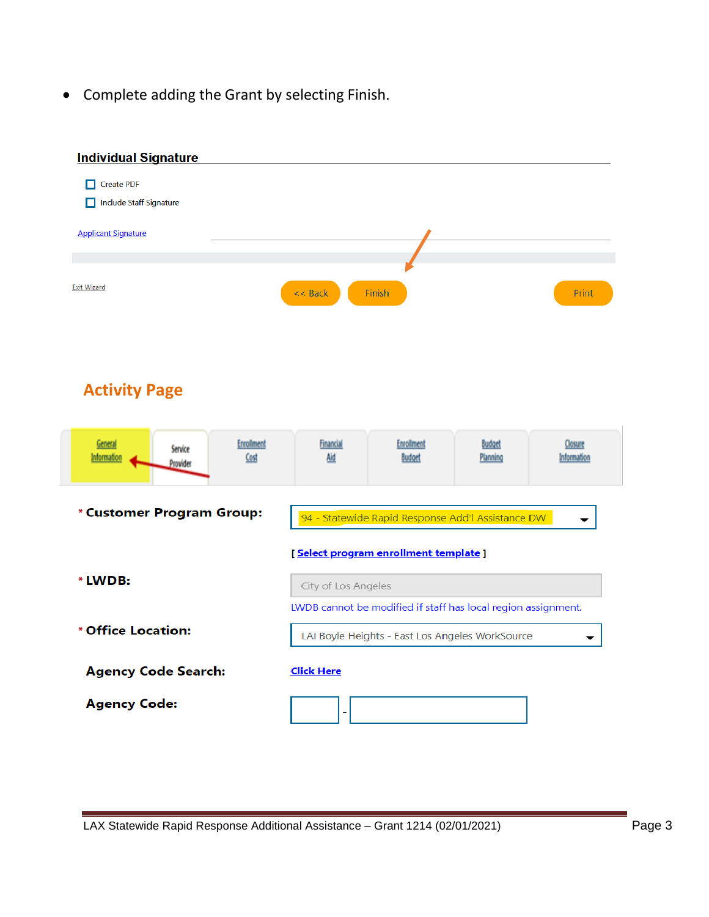- Complete adding the Grant by selecting Finish.

**Individual Signature**

- [ ] Create PDF
- [ ] Include Staff Signature

Applicant Signature

Exit Wizard | << Back | Finish | Print

## Activity Page

| General Information | Service Provider | Enrollment Cost | Financial Aid | Enrollment Budget | Budget Planning | Closure Information |
|---|---|---|---|---|---|---|

**\* Customer Program Group:** 94 - Statewide Rapid Response Add'l Assistance DW

[ Select program enrollment template ]

**\* LWDB:** City of Los Angeles

LWDB cannot be modified if staff has local region assignment.

**\* Office Location:** LAI Boyle Heights - East Los Angeles WorkSource

**Agency Code Search:** Click Here

**Agency Code:** -

LAX Statewide Rapid Response Additional Assistance – Grant 1214 (02/01/2021)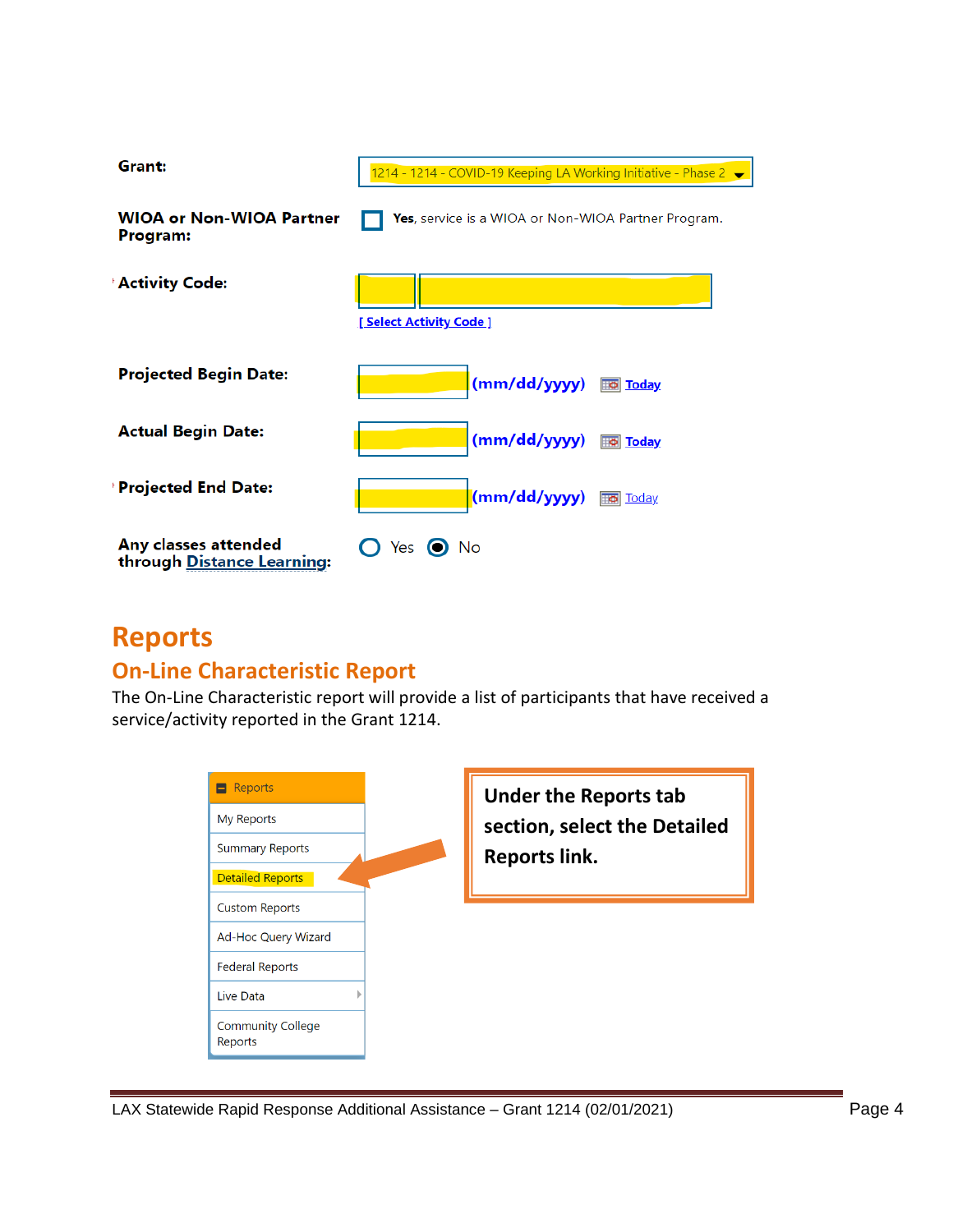**Grant:** 1214 - 1214 - COVID-19 Keeping LA Working Initiative - Phase 2

**WIOA or Non-WIOA Partner Program:** ☐ **Yes**, service is a WIOA or Non-WIOA Partner Program.

**Activity Code:**

[ Select Activity Code ]

**Projected Begin Date:** (mm/dd/yyyy) Today

**Actual Begin Date:** (mm/dd/yyyy) Today

**Projected End Date:** (mm/dd/yyyy) Today

**Any classes attended through Distance Learning:** ○ Yes ● No

# Reports

## On-Line Characteristic Report

The On-Line Characteristic report will provide a list of participants that have received a service/activity reported in the Grant 1214.

- Reports
  - My Reports
  - Summary Reports
  - Detailed Reports
  - Custom Reports
  - Ad-Hoc Query Wizard
  - Federal Reports
  - Live Data
  - Community College Reports

**Under the Reports tab section, select the Detailed Reports link.**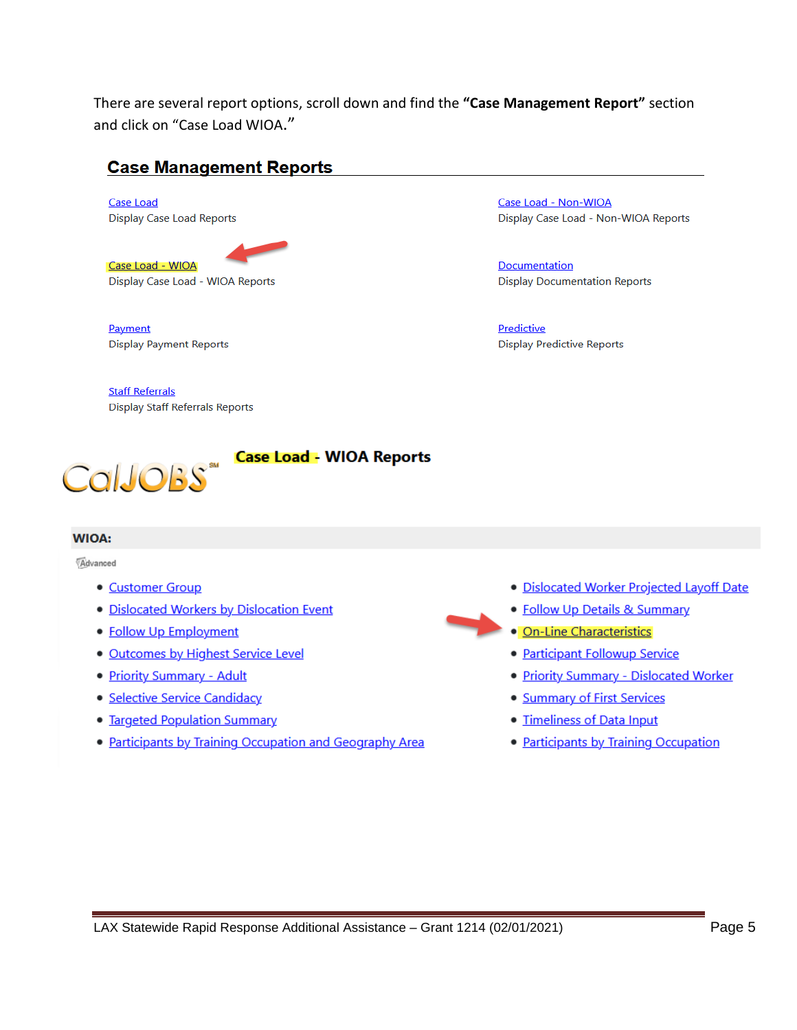There are several report options, scroll down and find the **"Case Management Report"** section and click on "Case Load WIOA."

## Case Management Reports

Case Load
Display Case Load Reports

Case Load - Non-WIOA
Display Case Load - Non-WIOA Reports

Case Load - WIOA
Display Case Load - WIOA Reports

Documentation
Display Documentation Reports

Payment
Display Payment Reports

Predictive
Display Predictive Reports

Staff Referrals
Display Staff Referrals Reports

CalJOBS[SM] **Case Load - WIOA Reports**

**WIOA:**

Advanced

- Customer Group
- Dislocated Workers by Dislocation Event
- Follow Up Employment
- Outcomes by Highest Service Level
- Priority Summary - Adult
- Selective Service Candidacy
- Targeted Population Summary
- Participants by Training Occupation and Geography Area
- Dislocated Worker Projected Layoff Date
- Follow Up Details & Summary
- On-Line Characteristics
- Participant Followup Service
- Priority Summary - Dislocated Worker
- Summary of First Services
- Timeliness of Data Input
- Participants by Training Occupation

LAX Statewide Rapid Response Additional Assistance – Grant 1214 (02/01/2021)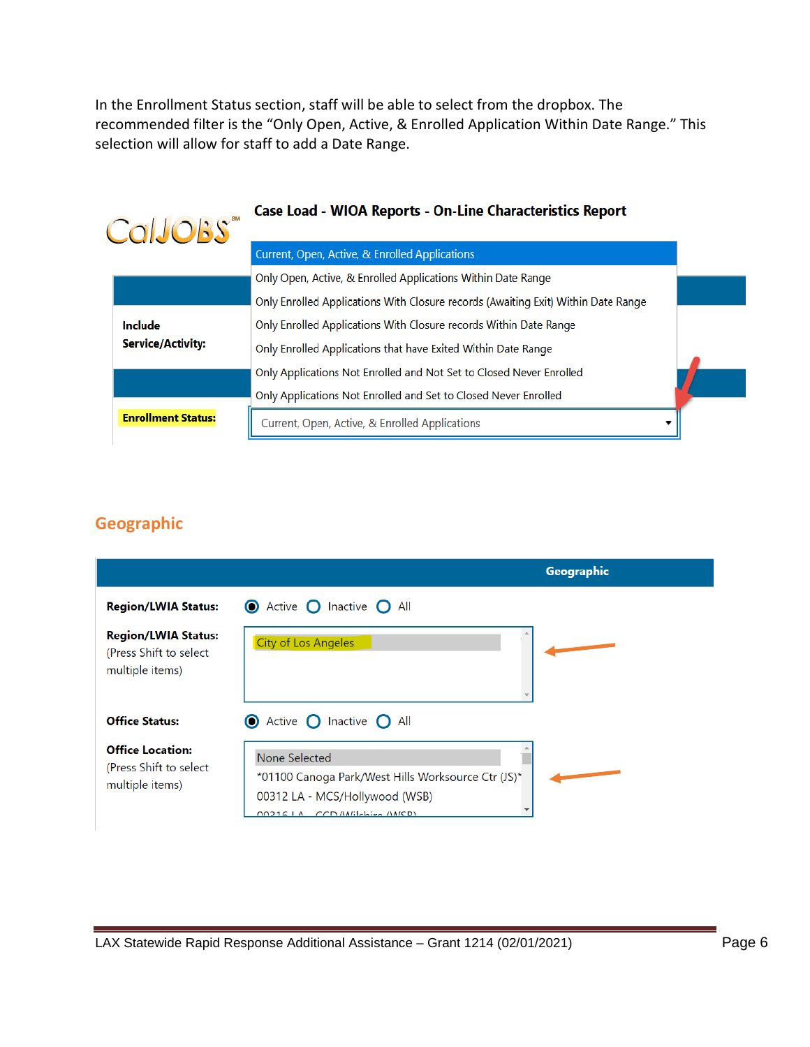In the Enrollment Status section, staff will be able to select from the dropbox. The recommended filter is the “Only Open, Active, & Enrolled Application Within Date Range.” This selection will allow for staff to add a Date Range.

**Case Load - WIOA Reports - On-Line Characteristics Report**

| | |
|---|---|
| **Include Service/Activity:** | |
| **Enrollment Status:** | Current, Open, Active, & Enrolled Applications |

Dropdown options:

- Current, Open, Active, & Enrolled Applications
- Only Open, Active, & Enrolled Applications Within Date Range
- Only Enrolled Applications With Closure records (Awaiting Exit) Within Date Range
- Only Enrolled Applications With Closure records Within Date Range
- Only Enrolled Applications that have Exited Within Date Range
- Only Applications Not Enrolled and Not Set to Closed Never Enrolled
- Only Applications Not Enrolled and Set to Closed Never Enrolled

## Geographic

| Geographic | |
|---|---|
| **Region/LWIA Status:** | Active / Inactive / All |
| **Region/LWIA Status:** (Press Shift to select multiple items) | City of Los Angeles |
| **Office Status:** | Active / Inactive / All |
| **Office Location:** (Press Shift to select multiple items) | None Selected<br>*01100 Canoga Park/West Hills Worksource Ctr (JS)*<br>00312 LA - MCS/Hollywood (WSB)<br>00316 LA - CCD/Wilshire (WSB) |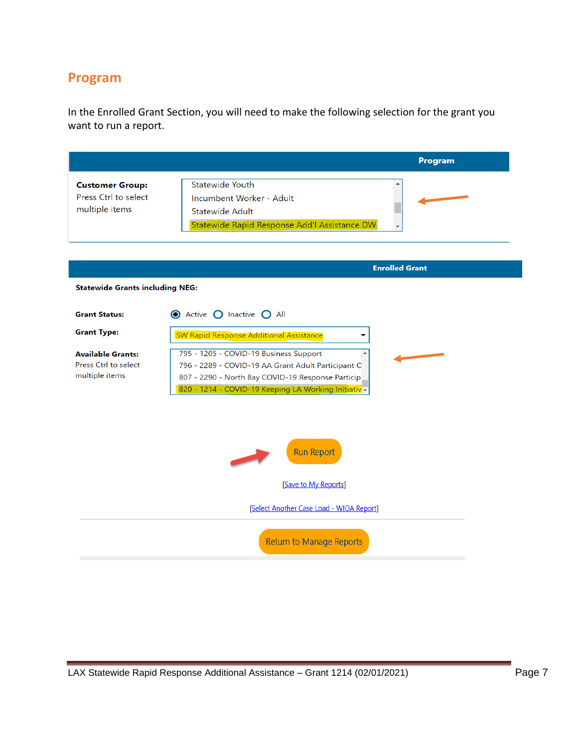## Program

In the Enrolled Grant Section, you will need to make the following selection for the grant you want to run a report.

**Program**

**Customer Group:**
Press Ctrl to select multiple items

- Statewide Youth
- Incumbent Worker - Adult
- Statewide Adult
- Statewide Rapid Response Add'l Assistance DW

**Enrolled Grant**

**Statewide Grants including NEG:**

**Grant Status:** Active Inactive All

**Grant Type:** SW Rapid Response Additional Assistance

**Available Grants:**
Press Ctrl to select multiple items

- 795 - 1205 - COVID-19 Business Support
- 796 - 2289 - COVID-19 AA Grant Adult Participant C
- 807 - 2290 - North Bay COVID-19 Response Particip
- 820 - 1214 - COVID-19 Keeping LA Working Initiativ

Run Report

[Save to My Reports]

[Select Another Case Load - WIOA Report]

Return to Manage Reports